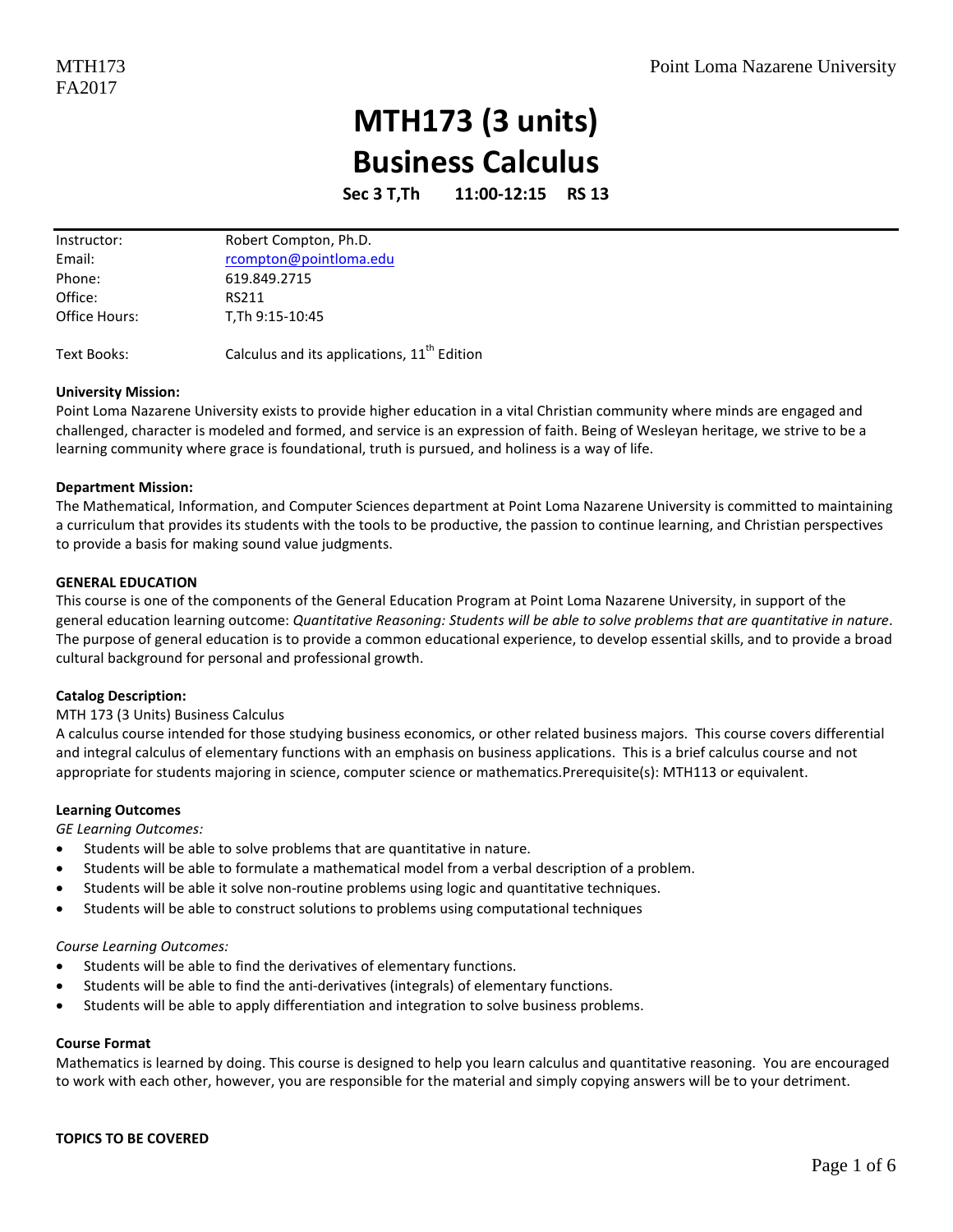# MTH173 (3 units)
# Business Calculus

**Sec 3 T,Th 11:00-12:15 RS 13**

| | |
|---|---|
| Instructor: | Robert Compton, Ph.D. |
| Email: | rcompton@pointloma.edu |
| Phone: | 619.849.2715 |
| Office: | RS211 |
| Office Hours: | T,Th 9:15-10:45 |
| Text Books: | Calculus and its applications, 11th Edition |

**University Mission:**
Point Loma Nazarene University exists to provide higher education in a vital Christian community where minds are engaged and challenged, character is modeled and formed, and service is an expression of faith. Being of Wesleyan heritage, we strive to be a learning community where grace is foundational, truth is pursued, and holiness is a way of life.

**Department Mission:**
The Mathematical, Information, and Computer Sciences department at Point Loma Nazarene University is committed to maintaining a curriculum that provides its students with the tools to be productive, the passion to continue learning, and Christian perspectives to provide a basis for making sound value judgments.

**GENERAL EDUCATION**
This course is one of the components of the General Education Program at Point Loma Nazarene University, in support of the general education learning outcome: *Quantitative Reasoning: Students will be able to solve problems that are quantitative in nature*. The purpose of general education is to provide a common educational experience, to develop essential skills, and to provide a broad cultural background for personal and professional growth.

**Catalog Description:**
MTH 173 (3 Units) Business Calculus
A calculus course intended for those studying business economics, or other related business majors. This course covers differential and integral calculus of elementary functions with an emphasis on business applications. This is a brief calculus course and not appropriate for students majoring in science, computer science or mathematics.Prerequisite(s): MTH113 or equivalent.

**Learning Outcomes**
*GE Learning Outcomes:*
- Students will be able to solve problems that are quantitative in nature.
- Students will be able to formulate a mathematical model from a verbal description of a problem.
- Students will be able it solve non-routine problems using logic and quantitative techniques.
- Students will be able to construct solutions to problems using computational techniques

*Course Learning Outcomes:*
- Students will be able to find the derivatives of elementary functions.
- Students will be able to find the anti-derivatives (integrals) of elementary functions.
- Students will be able to apply differentiation and integration to solve business problems.

**Course Format**
Mathematics is learned by doing. This course is designed to help you learn calculus and quantitative reasoning. You are encouraged to work with each other, however, you are responsible for the material and simply copying answers will be to your detriment.

**TOPICS TO BE COVERED**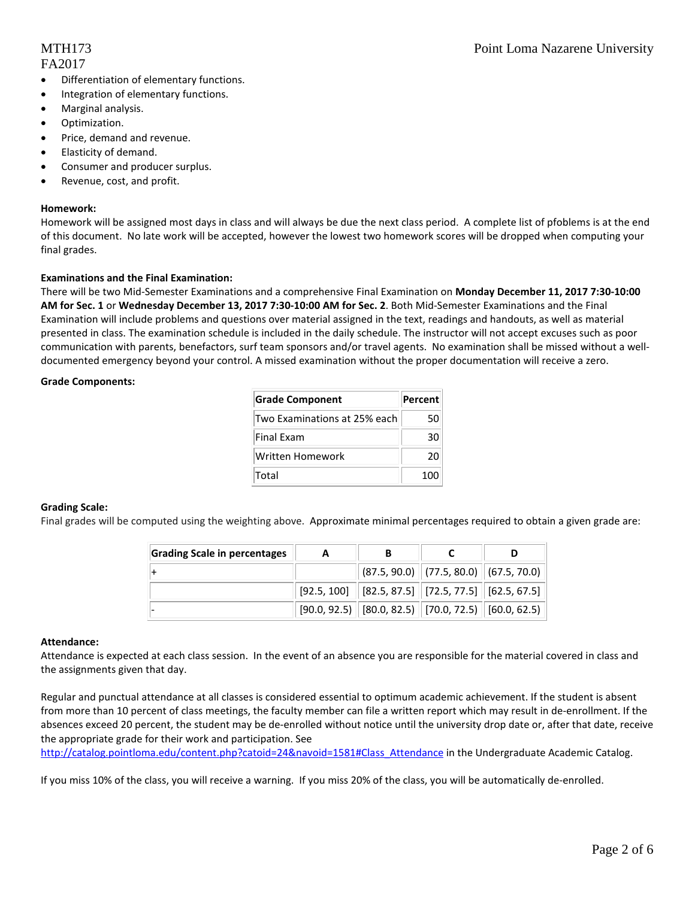- Differentiation of elementary functions.
- Integration of elementary functions.
- Marginal analysis.
- Optimization.
- Price, demand and revenue.
- Elasticity of demand.
- Consumer and producer surplus.
- Revenue, cost, and profit.

**Homework:**
Homework will be assigned most days in class and will always be due the next class period. A complete list of pfoblems is at the end of this document. No late work will be accepted, however the lowest two homework scores will be dropped when computing your final grades.

**Examinations and the Final Examination:**
There will be two Mid-Semester Examinations and a comprehensive Final Examination on **Monday December 11, 2017 7:30-10:00 AM for Sec. 1** or **Wednesday December 13, 2017 7:30-10:00 AM for Sec. 2**. Both Mid-Semester Examinations and the Final Examination will include problems and questions over material assigned in the text, readings and handouts, as well as material presented in class. The examination schedule is included in the daily schedule. The instructor will not accept excuses such as poor communication with parents, benefactors, surf team sponsors and/or travel agents. No examination shall be missed without a well-documented emergency beyond your control. A missed examination without the proper documentation will receive a zero.

**Grade Components:**

| Grade Component | Percent |
|---|---|
| Two Examinations at 25% each | 50 |
| Final Exam | 30 |
| Written Homework | 20 |
| Total | 100 |

**Grading Scale:**
Final grades will be computed using the weighting above. Approximate minimal percentages required to obtain a given grade are:

| Grading Scale in percentages | A | B | C | D |
|---|---|---|---|---|
| + | | (87.5, 90.0) | (77.5, 80.0) | (67.5, 70.0) |
| | [92.5, 100] | [82.5, 87.5] | [72.5, 77.5] | [62.5, 67.5] |
| - | [90.0, 92.5) | [80.0, 82.5) | [70.0, 72.5) | [60.0, 62.5) |

**Attendance:**
Attendance is expected at each class session. In the event of an absence you are responsible for the material covered in class and the assignments given that day.

Regular and punctual attendance at all classes is considered essential to optimum academic achievement. If the student is absent from more than 10 percent of class meetings, the faculty member can file a written report which may result in de-enrollment. If the absences exceed 20 percent, the student may be de-enrolled without notice until the university drop date or, after that date, receive the appropriate grade for their work and participation. See http://catalog.pointloma.edu/content.php?catoid=24&navoid=1581#Class_Attendance in the Undergraduate Academic Catalog.

If you miss 10% of the class, you will receive a warning. If you miss 20% of the class, you will be automatically de-enrolled.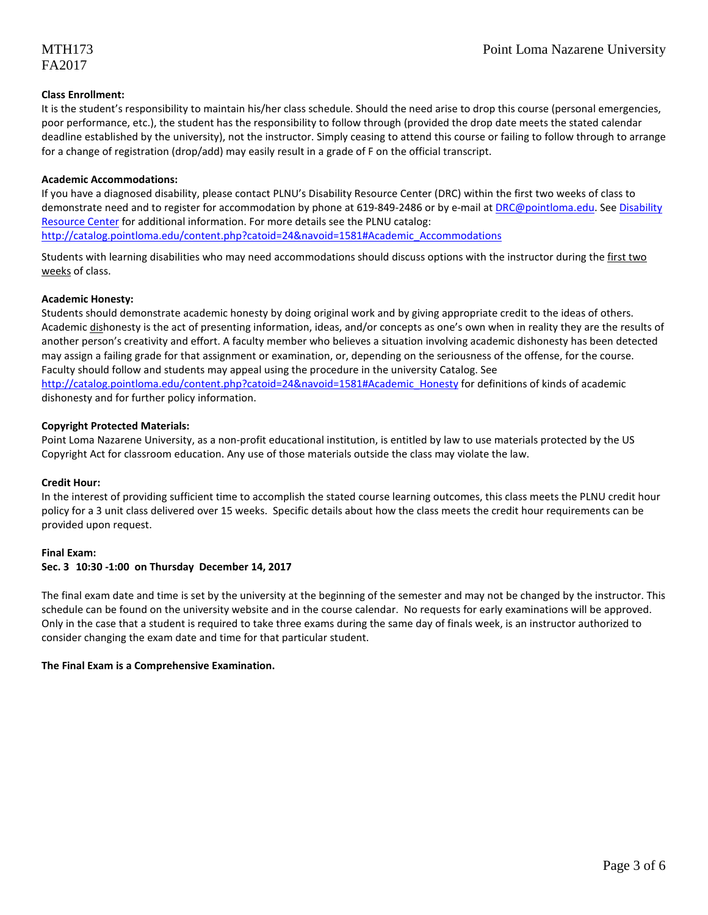**Class Enrollment:**

It is the student's responsibility to maintain his/her class schedule. Should the need arise to drop this course (personal emergencies, poor performance, etc.), the student has the responsibility to follow through (provided the drop date meets the stated calendar deadline established by the university), not the instructor. Simply ceasing to attend this course or failing to follow through to arrange for a change of registration (drop/add) may easily result in a grade of F on the official transcript.

**Academic Accommodations:**

If you have a diagnosed disability, please contact PLNU's Disability Resource Center (DRC) within the first two weeks of class to demonstrate need and to register for accommodation by phone at 619-849-2486 or by e-mail at DRC@pointloma.edu. See Disability Resource Center for additional information. For more details see the PLNU catalog: http://catalog.pointloma.edu/content.php?catoid=24&navoid=1581#Academic_Accommodations

Students with learning disabilities who may need accommodations should discuss options with the instructor during the first two weeks of class.

**Academic Honesty:**

Students should demonstrate academic honesty by doing original work and by giving appropriate credit to the ideas of others. Academic dishonesty is the act of presenting information, ideas, and/or concepts as one's own when in reality they are the results of another person's creativity and effort. A faculty member who believes a situation involving academic dishonesty has been detected may assign a failing grade for that assignment or examination, or, depending on the seriousness of the offense, for the course. Faculty should follow and students may appeal using the procedure in the university Catalog. See http://catalog.pointloma.edu/content.php?catoid=24&navoid=1581#Academic_Honesty for definitions of kinds of academic dishonesty and for further policy information.

**Copyright Protected Materials:**

Point Loma Nazarene University, as a non-profit educational institution, is entitled by law to use materials protected by the US Copyright Act for classroom education. Any use of those materials outside the class may violate the law.

**Credit Hour:**

In the interest of providing sufficient time to accomplish the stated course learning outcomes, this class meets the PLNU credit hour policy for a 3 unit class delivered over 15 weeks. Specific details about how the class meets the credit hour requirements can be provided upon request.

**Final Exam:**

**Sec. 3 10:30 -1:00 on Thursday December 14, 2017**

The final exam date and time is set by the university at the beginning of the semester and may not be changed by the instructor. This schedule can be found on the university website and in the course calendar. No requests for early examinations will be approved. Only in the case that a student is required to take three exams during the same day of finals week, is an instructor authorized to consider changing the exam date and time for that particular student.

**The Final Exam is a Comprehensive Examination.**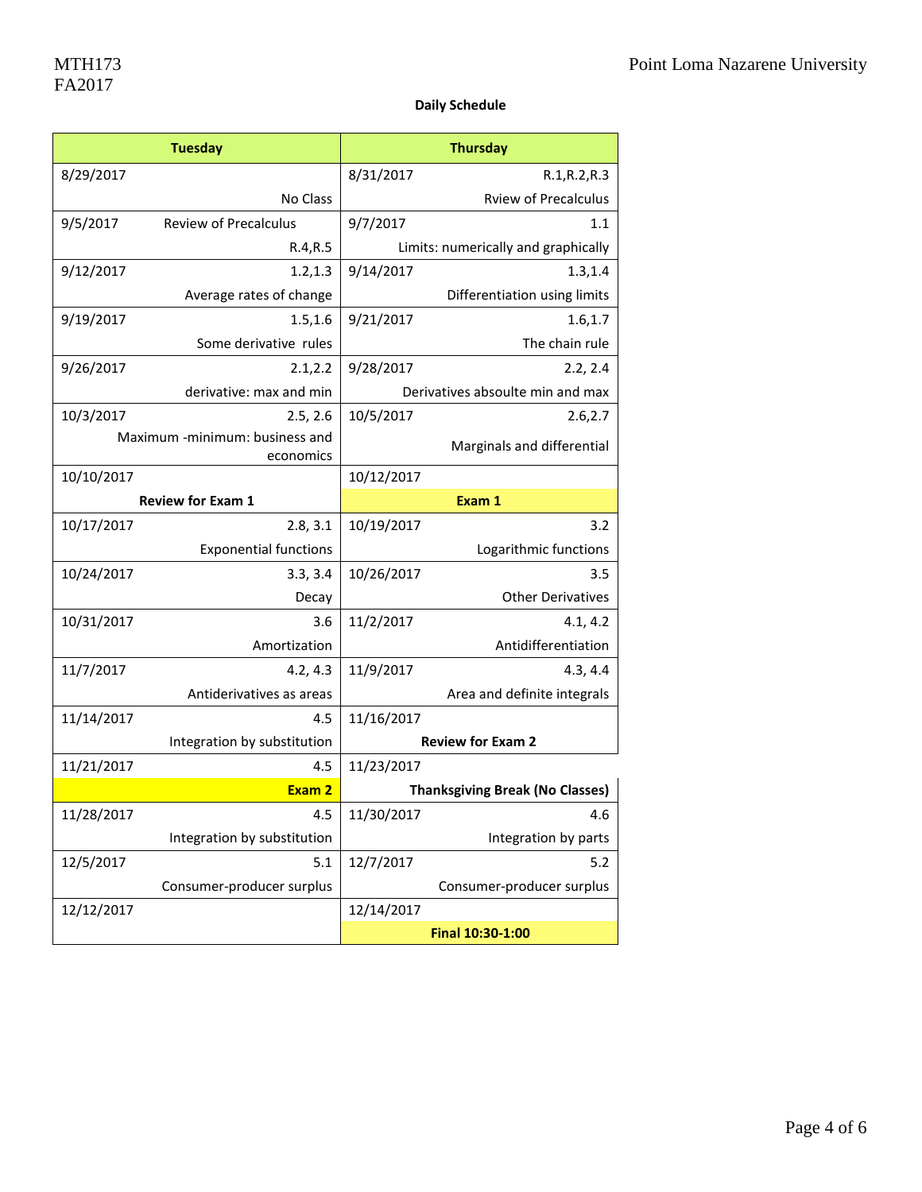## Daily Schedule

| Tuesday | Thursday |
|---|---|
| 8/29/2017 No Class | 8/31/2017 R.1,R.2,R.3 Rview of Precalculus |
| 9/5/2017 Review of Precalculus R.4,R.5 | 9/7/2017 1.1 Limits: numerically and graphically |
| 9/12/2017 1.2,1.3 Average rates of change | 9/14/2017 1.3,1.4 Differentiation using limits |
| 9/19/2017 1.5,1.6 Some derivative rules | 9/21/2017 1.6,1.7 The chain rule |
| 9/26/2017 2.1,2.2 derivative: max and min | 9/28/2017 2.2, 2.4 Derivatives absoulte min and max |
| 10/3/2017 2.5, 2.6 Maximum -minimum: business and economics | 10/5/2017 2.6,2.7 Marginals and differential |
| 10/10/2017 **Review for Exam 1** | 10/12/2017 **Exam 1** |
| 10/17/2017 2.8, 3.1 Exponential functions | 10/19/2017 3.2 Logarithmic functions |
| 10/24/2017 3.3, 3.4 Decay | 10/26/2017 3.5 Other Derivatives |
| 10/31/2017 3.6 Amortization | 11/2/2017 4.1, 4.2 Antidifferentiation |
| 11/7/2017 4.2, 4.3 Antiderivatives as areas | 11/9/2017 4.3, 4.4 Area and definite integrals |
| 11/14/2017 4.5 Integration by substitution | 11/16/2017 **Review for Exam 2** |
| 11/21/2017 4.5 **Exam 2** | 11/23/2017 **Thanksgiving Break (No Classes)** |
| 11/28/2017 4.5 Integration by substitution | 11/30/2017 4.6 Integration by parts |
| 12/5/2017 5.1 Consumer-producer surplus | 12/7/2017 5.2 Consumer-producer surplus |
| 12/12/2017 | 12/14/2017 **Final 10:30-1:00** |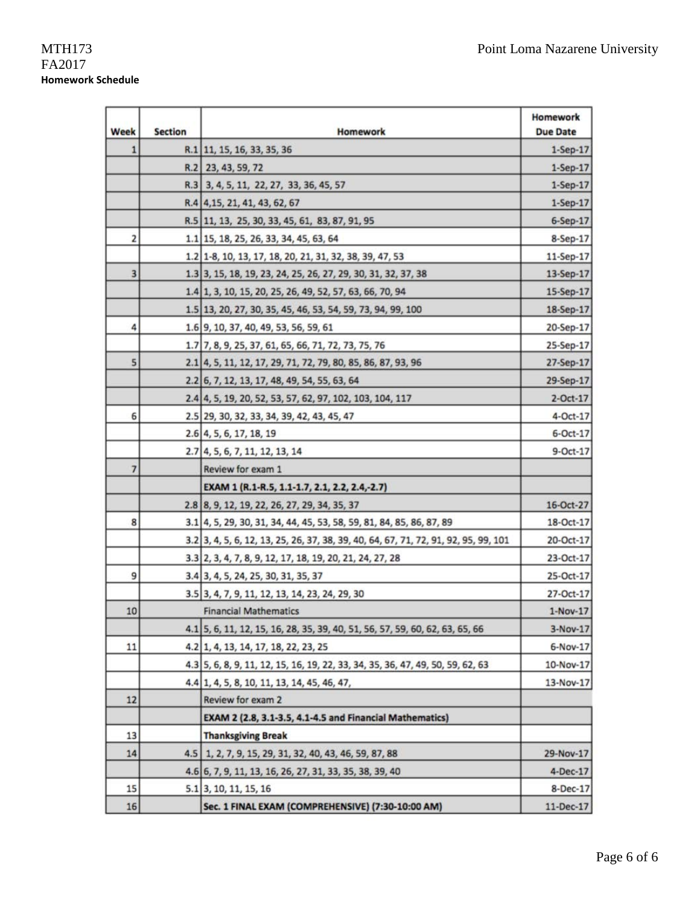MTH173
FA2017
**Homework Schedule**

| Week | Section | Homework | Homework Due Date |
|---|---|---|---|
| 1 | R.1 | 11, 15, 16, 33, 35, 36 | 1-Sep-17 |
| | R.2 | 23, 43, 59, 72 | 1-Sep-17 |
| | R.3 | 3, 4, 5, 11, 22, 27, 33, 36, 45, 57 | 1-Sep-17 |
| | R.4 | 4,15, 21, 41, 43, 62, 67 | 1-Sep-17 |
| | R.5 | 11, 13, 25, 30, 33, 45, 61, 83, 87, 91, 95 | 6-Sep-17 |
| 2 | 1.1 | 15, 18, 25, 26, 33, 34, 45, 63, 64 | 8-Sep-17 |
| | 1.2 | 1-8, 10, 13, 17, 18, 20, 21, 31, 32, 38, 39, 47, 53 | 11-Sep-17 |
| 3 | 1.3 | 3, 15, 18, 19, 23, 24, 25, 26, 27, 29, 30, 31, 32, 37, 38 | 13-Sep-17 |
| | 1.4 | 1, 3, 10, 15, 20, 25, 26, 49, 52, 57, 63, 66, 70, 94 | 15-Sep-17 |
| | 1.5 | 13, 20, 27, 30, 35, 45, 46, 53, 54, 59, 73, 94, 99, 100 | 18-Sep-17 |
| 4 | 1.6 | 9, 10, 37, 40, 49, 53, 56, 59, 61 | 20-Sep-17 |
| | 1.7 | 7, 8, 9, 25, 37, 61, 65, 66, 71, 72, 73, 75, 76 | 25-Sep-17 |
| 5 | 2.1 | 4, 5, 11, 12, 17, 29, 71, 72, 79, 80, 85, 86, 87, 93, 96 | 27-Sep-17 |
| | 2.2 | 6, 7, 12, 13, 17, 48, 49, 54, 55, 63, 64 | 29-Sep-17 |
| | 2.4 | 4, 5, 19, 20, 52, 53, 57, 62, 97, 102, 103, 104, 117 | 2-Oct-17 |
| 6 | 2.5 | 29, 30, 32, 33, 34, 39, 42, 43, 45, 47 | 4-Oct-17 |
| | 2.6 | 4, 5, 6, 17, 18, 19 | 6-Oct-17 |
| | 2.7 | 4, 5, 6, 7, 11, 12, 13, 14 | 9-Oct-17 |
| 7 | | Review for exam 1 | |
| | | **EXAM 1 (R.1-R.5, 1.1-1.7, 2.1, 2.2, 2.4,-2.7)** | |
| | 2.8 | 8, 9, 12, 19, 22, 26, 27, 29, 34, 35, 37 | 16-Oct-27 |
| 8 | 3.1 | 4, 5, 29, 30, 31, 34, 44, 45, 53, 58, 59, 81, 84, 85, 86, 87, 89 | 18-Oct-17 |
| | 3.2 | 3, 4, 5, 6, 12, 13, 25, 26, 37, 38, 39, 40, 64, 67, 71, 72, 91, 92, 95, 99, 101 | 20-Oct-17 |
| | 3.3 | 2, 3, 4, 7, 8, 9, 12, 17, 18, 19, 20, 21, 24, 27, 28 | 23-Oct-17 |
| 9 | 3.4 | 3, 4, 5, 24, 25, 30, 31, 35, 37 | 25-Oct-17 |
| | 3.5 | 3, 4, 7, 9, 11, 12, 13, 14, 23, 24, 29, 30 | 27-Oct-17 |
| 10 | | Financial Mathematics | 1-Nov-17 |
| | 4.1 | 5, 6, 11, 12, 15, 16, 28, 35, 39, 40, 51, 56, 57, 59, 60, 62, 63, 65, 66 | 3-Nov-17 |
| 11 | 4.2 | 1, 4, 13, 14, 17, 18, 22, 23, 25 | 6-Nov-17 |
| | 4.3 | 5, 6, 8, 9, 11, 12, 15, 16, 19, 22, 33, 34, 35, 36, 47, 49, 50, 59, 62, 63 | 10-Nov-17 |
| | 4.4 | 1, 4, 5, 8, 10, 11, 13, 14, 45, 46, 47, | 13-Nov-17 |
| 12 | | Review for exam 2 | |
| | | **EXAM 2 (2.8, 3.1-3.5, 4.1-4.5 and Financial Mathematics)** | |
| 13 | | **Thanksgiving Break** | |
| 14 | 4.5 | 1, 2, 7, 9, 15, 29, 31, 32, 40, 43, 46, 59, 87, 88 | 29-Nov-17 |
| | 4.6 | 6, 7, 9, 11, 13, 16, 26, 27, 31, 33, 35, 38, 39, 40 | 4-Dec-17 |
| 15 | 5.1 | 3, 10, 11, 15, 16 | 8-Dec-17 |
| 16 | | **Sec. 1 FINAL EXAM (COMPREHENSIVE) (7:30-10:00 AM)** | 11-Dec-17 |